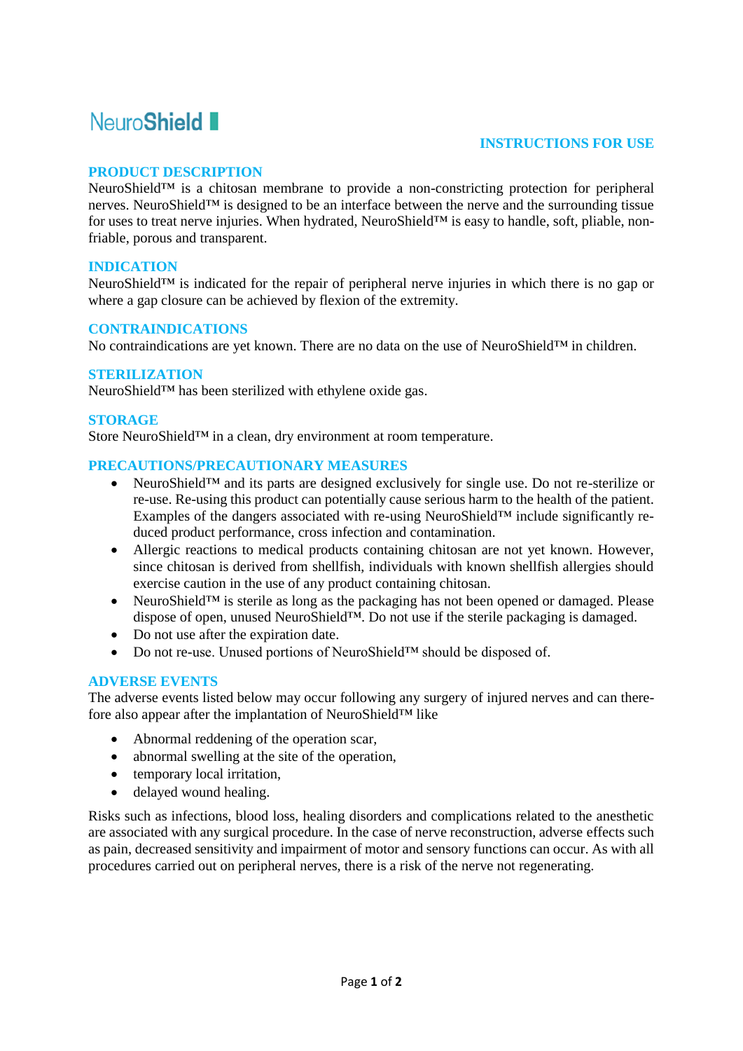# NeuroShield

## INSTRUCTIONS FOR USE

### PRODUCT DESCRIPTION

NeuroShield™ is a chitosan membrane to provide a non-constricting protection for peripheral nerves. NeuroShield™ is designed to be an interface between the nerve and the surrounding tissue for uses to treat nerve injuries. When hydrated, NeuroShield™ is easy to handle, soft, pliable, non-friable, porous and transparent.

### INDICATION

NeuroShield™ is indicated for the repair of peripheral nerve injuries in which there is no gap or where a gap closure can be achieved by flexion of the extremity.

### CONTRAINDICATIONS

No contraindications are yet known. There are no data on the use of NeuroShield™ in children.

### STERILIZATION

NeuroShield™ has been sterilized with ethylene oxide gas.

### STORAGE

Store NeuroShield™ in a clean, dry environment at room temperature.

### PRECAUTIONS/PRECAUTIONARY MEASURES

- NeuroShield™ and its parts are designed exclusively for single use. Do not re-sterilize or re-use. Re-using this product can potentially cause serious harm to the health of the patient. Examples of the dangers associated with re-using NeuroShield™ include significantly reduced product performance, cross infection and contamination.
- Allergic reactions to medical products containing chitosan are not yet known. However, since chitosan is derived from shellfish, individuals with known shellfish allergies should exercise caution in the use of any product containing chitosan.
- NeuroShield™ is sterile as long as the packaging has not been opened or damaged. Please dispose of open, unused NeuroShield™. Do not use if the sterile packaging is damaged.
- Do not use after the expiration date.
- Do not re-use. Unused portions of NeuroShield™ should be disposed of.

### ADVERSE EVENTS

The adverse events listed below may occur following any surgery of injured nerves and can therefore also appear after the implantation of NeuroShield™ like

- Abnormal reddening of the operation scar,
- abnormal swelling at the site of the operation,
- temporary local irritation,
- delayed wound healing.

Risks such as infections, blood loss, healing disorders and complications related to the anesthetic are associated with any surgical procedure. In the case of nerve reconstruction, adverse effects such as pain, decreased sensitivity and impairment of motor and sensory functions can occur. As with all procedures carried out on peripheral nerves, there is a risk of the nerve not regenerating.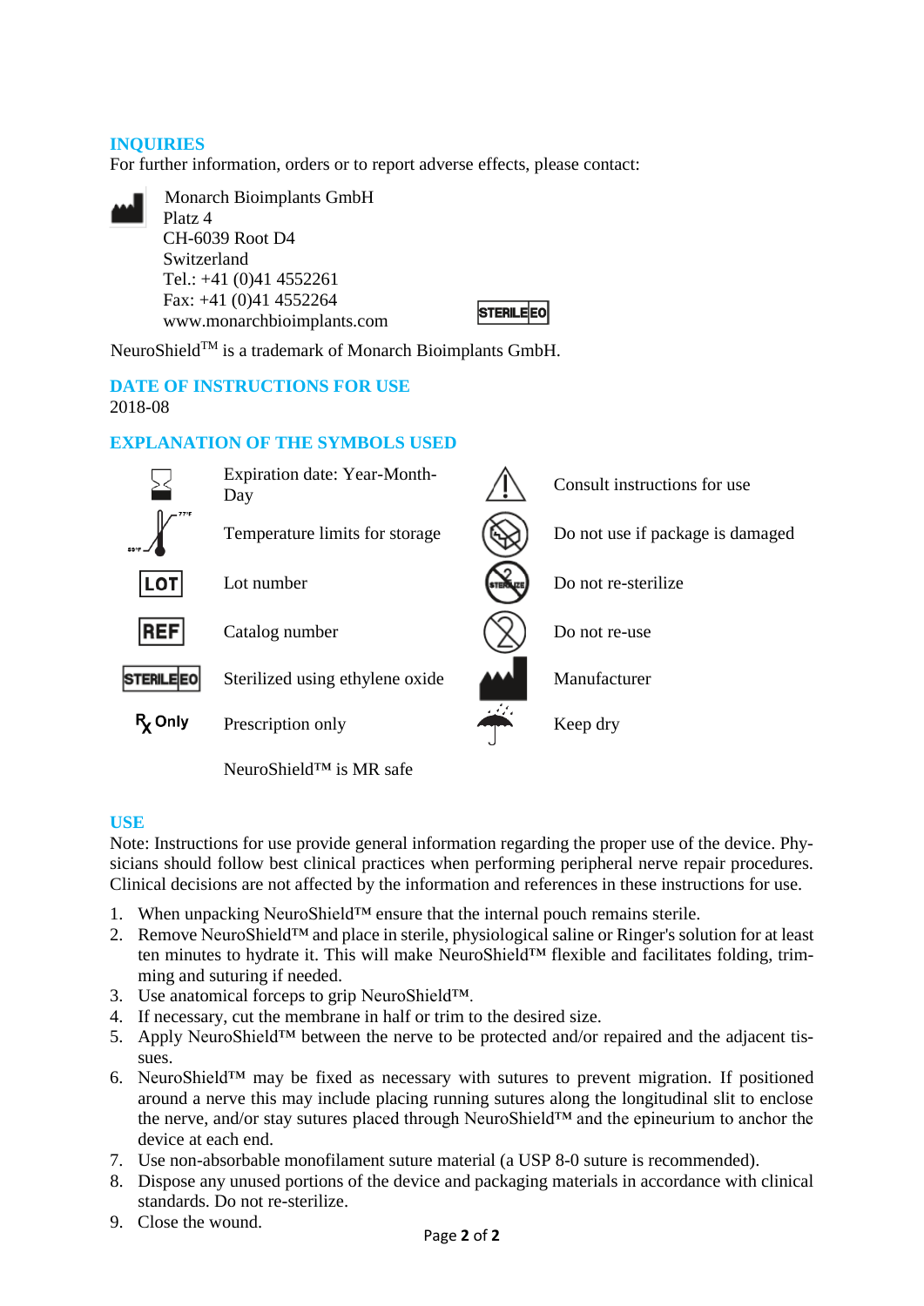## INQUIRIES

For further information, orders or to report adverse effects, please contact:

Monarch Bioimplants GmbH  
Platz 4  
CH-6039 Root D4  
Switzerland  
Tel.: +41 (0)41 4552261  
Fax: +41 (0)41 4552264  
www.monarchbioimplants.com

STERILE EO

NeuroShield™ is a trademark of Monarch Bioimplants GmbH.

## DATE OF INSTRUCTIONS FOR USE

2018-08

## EXPLANATION OF THE SYMBOLS USED

| | | | |
|---|---|---|---|
| | Expiration date: Year-Month-Day | | Consult instructions for use |
| 77°F / 59°F | Temperature limits for storage | | Do not use if package is damaged |
| LOT | Lot number | | Do not re-sterilize |
| REF | Catalog number | | Do not re-use |
| STERILE EO | Sterilized using ethylene oxide | | Manufacturer |
| Rx Only | Prescription only | | Keep dry |
| | NeuroShield™ is MR safe | | |

## USE

Note: Instructions for use provide general information regarding the proper use of the device. Physicians should follow best clinical practices when performing peripheral nerve repair procedures. Clinical decisions are not affected by the information and references in these instructions for use.

1. When unpacking NeuroShield™ ensure that the internal pouch remains sterile.
2. Remove NeuroShield™ and place in sterile, physiological saline or Ringer's solution for at least ten minutes to hydrate it. This will make NeuroShield™ flexible and facilitates folding, trimming and suturing if needed.
3. Use anatomical forceps to grip NeuroShield™.
4. If necessary, cut the membrane in half or trim to the desired size.
5. Apply NeuroShield™ between the nerve to be protected and/or repaired and the adjacent tissues.
6. NeuroShield™ may be fixed as necessary with sutures to prevent migration. If positioned around a nerve this may include placing running sutures along the longitudinal slit to enclose the nerve, and/or stay sutures placed through NeuroShield™ and the epineurium to anchor the device at each end.
7. Use non-absorbable monofilament suture material (a USP 8-0 suture is recommended).
8. Dispose any unused portions of the device and packaging materials in accordance with clinical standards. Do not re-sterilize.
9. Close the wound.